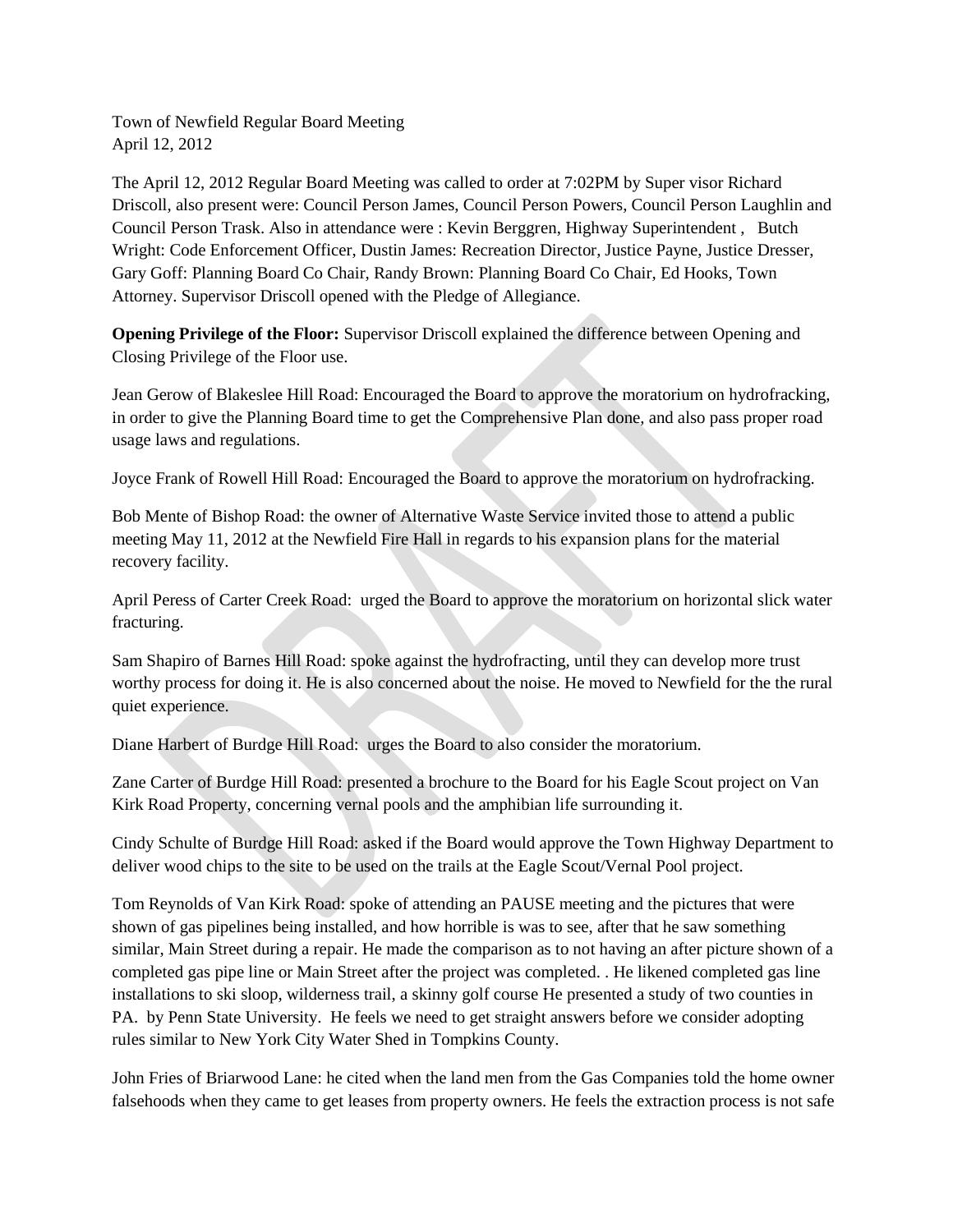Town of Newfield Regular Board Meeting
April 12, 2012

The April 12, 2012 Regular Board Meeting was called to order at 7:02PM by Super visor Richard Driscoll, also present were: Council Person James, Council Person Powers, Council Person Laughlin and Council Person Trask. Also in attendance were : Kevin Berggren, Highway Superintendent , Butch Wright: Code Enforcement Officer, Dustin James: Recreation Director, Justice Payne, Justice Dresser, Gary Goff: Planning Board Co Chair, Randy Brown: Planning Board Co Chair, Ed Hooks, Town Attorney. Supervisor Driscoll opened with the Pledge of Allegiance.

**Opening Privilege of the Floor:** Supervisor Driscoll explained the difference between Opening and Closing Privilege of the Floor use.

Jean Gerow of Blakeslee Hill Road: Encouraged the Board to approve the moratorium on hydrofracking, in order to give the Planning Board time to get the Comprehensive Plan done, and also pass proper road usage laws and regulations.

Joyce Frank of Rowell Hill Road: Encouraged the Board to approve the moratorium on hydrofracking.

Bob Mente of Bishop Road: the owner of Alternative Waste Service invited those to attend a public meeting May 11, 2012 at the Newfield Fire Hall in regards to his expansion plans for the material recovery facility.

April Peress of Carter Creek Road: urged the Board to approve the moratorium on horizontal slick water fracturing.

Sam Shapiro of Barnes Hill Road: spoke against the hydrofracting, until they can develop more trust worthy process for doing it. He is also concerned about the noise. He moved to Newfield for the the rural quiet experience.

Diane Harbert of Burdge Hill Road: urges the Board to also consider the moratorium.

Zane Carter of Burdge Hill Road: presented a brochure to the Board for his Eagle Scout project on Van Kirk Road Property, concerning vernal pools and the amphibian life surrounding it.

Cindy Schulte of Burdge Hill Road: asked if the Board would approve the Town Highway Department to deliver wood chips to the site to be used on the trails at the Eagle Scout/Vernal Pool project.

Tom Reynolds of Van Kirk Road: spoke of attending an PAUSE meeting and the pictures that were shown of gas pipelines being installed, and how horrible is was to see, after that he saw something similar, Main Street during a repair. He made the comparison as to not having an after picture shown of a completed gas pipe line or Main Street after the project was completed. . He likened completed gas line installations to ski sloop, wilderness trail, a skinny golf course He presented a study of two counties in PA. by Penn State University. He feels we need to get straight answers before we consider adopting rules similar to New York City Water Shed in Tompkins County.

John Fries of Briarwood Lane: he cited when the land men from the Gas Companies told the home owner falsehoods when they came to get leases from property owners. He feels the extraction process is not safe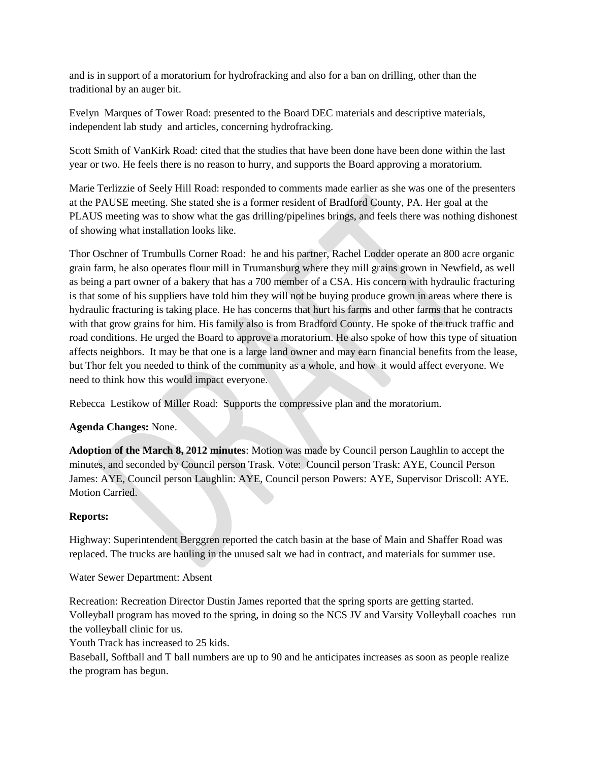and is in support of a moratorium for hydrofracking and also for a ban on drilling, other than the traditional by an auger bit.

Evelyn Marques of Tower Road: presented to the Board DEC materials and descriptive materials, independent lab study and articles, concerning hydrofracking.

Scott Smith of VanKirk Road: cited that the studies that have been done have been done within the last year or two. He feels there is no reason to hurry, and supports the Board approving a moratorium.

Marie Terlizzie of Seely Hill Road: responded to comments made earlier as she was one of the presenters at the PAUSE meeting. She stated she is a former resident of Bradford County, PA. Her goal at the PLAUS meeting was to show what the gas drilling/pipelines brings, and feels there was nothing dishonest of showing what installation looks like.

Thor Oschner of Trumbulls Corner Road: he and his partner, Rachel Lodder operate an 800 acre organic grain farm, he also operates flour mill in Trumansburg where they mill grains grown in Newfield, as well as being a part owner of a bakery that has a 700 member of a CSA. His concern with hydraulic fracturing is that some of his suppliers have told him they will not be buying produce grown in areas where there is hydraulic fracturing is taking place. He has concerns that hurt his farms and other farms that he contracts with that grow grains for him. His family also is from Bradford County. He spoke of the truck traffic and road conditions. He urged the Board to approve a moratorium. He also spoke of how this type of situation affects neighbors. It may be that one is a large land owner and may earn financial benefits from the lease, but Thor felt you needed to think of the community as a whole, and how it would affect everyone. We need to think how this would impact everyone.

Rebecca Lestikow of Miller Road: Supports the compressive plan and the moratorium.

**Agenda Changes:** None.

**Adoption of the March 8, 2012 minutes**: Motion was made by Council person Laughlin to accept the minutes, and seconded by Council person Trask. Vote: Council person Trask: AYE, Council Person James: AYE, Council person Laughlin: AYE, Council person Powers: AYE, Supervisor Driscoll: AYE. Motion Carried.

**Reports:**

Highway: Superintendent Berggren reported the catch basin at the base of Main and Shaffer Road was replaced. The trucks are hauling in the unused salt we had in contract, and materials for summer use.

Water Sewer Department: Absent

Recreation: Recreation Director Dustin James reported that the spring sports are getting started. Volleyball program has moved to the spring, in doing so the NCS JV and Varsity Volleyball coaches run the volleyball clinic for us.
Youth Track has increased to 25 kids.
Baseball, Softball and T ball numbers are up to 90 and he anticipates increases as soon as people realize the program has begun.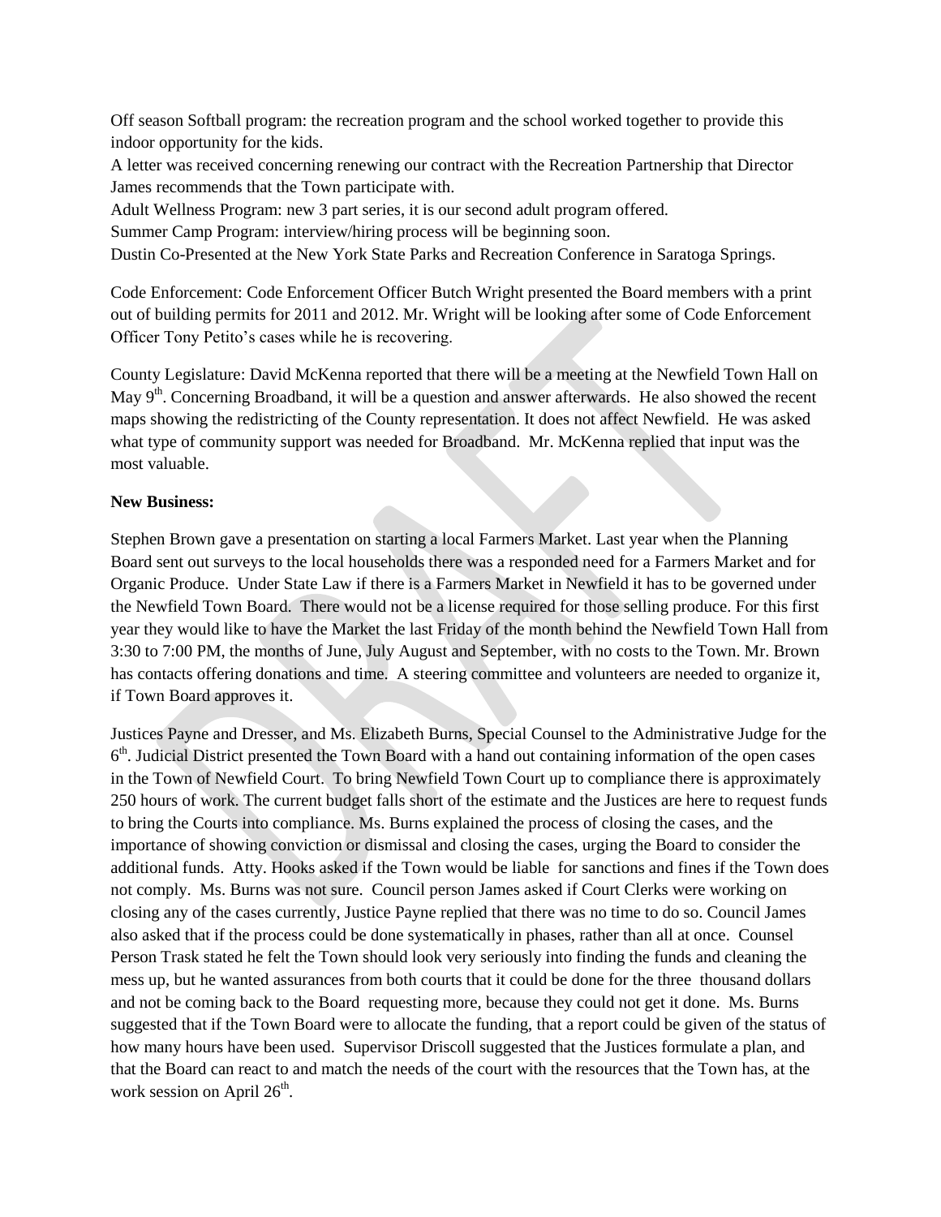Off season Softball program: the recreation program and the school worked together to provide this indoor opportunity for the kids.
A letter was received concerning renewing our contract with the Recreation Partnership that Director James recommends that the Town participate with.
Adult Wellness Program: new 3 part series, it is our second adult program offered.
Summer Camp Program: interview/hiring process will be beginning soon.
Dustin Co-Presented at the New York State Parks and Recreation Conference in Saratoga Springs.

Code Enforcement: Code Enforcement Officer Butch Wright presented the Board members with a print out of building permits for 2011 and 2012. Mr. Wright will be looking after some of Code Enforcement Officer Tony Petito's cases while he is recovering.

County Legislature: David McKenna reported that there will be a meeting at the Newfield Town Hall on May 9th. Concerning Broadband, it will be a question and answer afterwards. He also showed the recent maps showing the redistricting of the County representation. It does not affect Newfield. He was asked what type of community support was needed for Broadband. Mr. McKenna replied that input was the most valuable.

**New Business:**

Stephen Brown gave a presentation on starting a local Farmers Market. Last year when the Planning Board sent out surveys to the local households there was a responded need for a Farmers Market and for Organic Produce. Under State Law if there is a Farmers Market in Newfield it has to be governed under the Newfield Town Board. There would not be a license required for those selling produce. For this first year they would like to have the Market the last Friday of the month behind the Newfield Town Hall from 3:30 to 7:00 PM, the months of June, July August and September, with no costs to the Town. Mr. Brown has contacts offering donations and time. A steering committee and volunteers are needed to organize it, if Town Board approves it.

Justices Payne and Dresser, and Ms. Elizabeth Burns, Special Counsel to the Administrative Judge for the 6th. Judicial District presented the Town Board with a hand out containing information of the open cases in the Town of Newfield Court. To bring Newfield Town Court up to compliance there is approximately 250 hours of work. The current budget falls short of the estimate and the Justices are here to request funds to bring the Courts into compliance. Ms. Burns explained the process of closing the cases, and the importance of showing conviction or dismissal and closing the cases, urging the Board to consider the additional funds. Atty. Hooks asked if the Town would be liable for sanctions and fines if the Town does not comply. Ms. Burns was not sure. Council person James asked if Court Clerks were working on closing any of the cases currently, Justice Payne replied that there was no time to do so. Council James also asked that if the process could be done systematically in phases, rather than all at once. Counsel Person Trask stated he felt the Town should look very seriously into finding the funds and cleaning the mess up, but he wanted assurances from both courts that it could be done for the three thousand dollars and not be coming back to the Board requesting more, because they could not get it done. Ms. Burns suggested that if the Town Board were to allocate the funding, that a report could be given of the status of how many hours have been used. Supervisor Driscoll suggested that the Justices formulate a plan, and that the Board can react to and match the needs of the court with the resources that the Town has, at the work session on April 26th.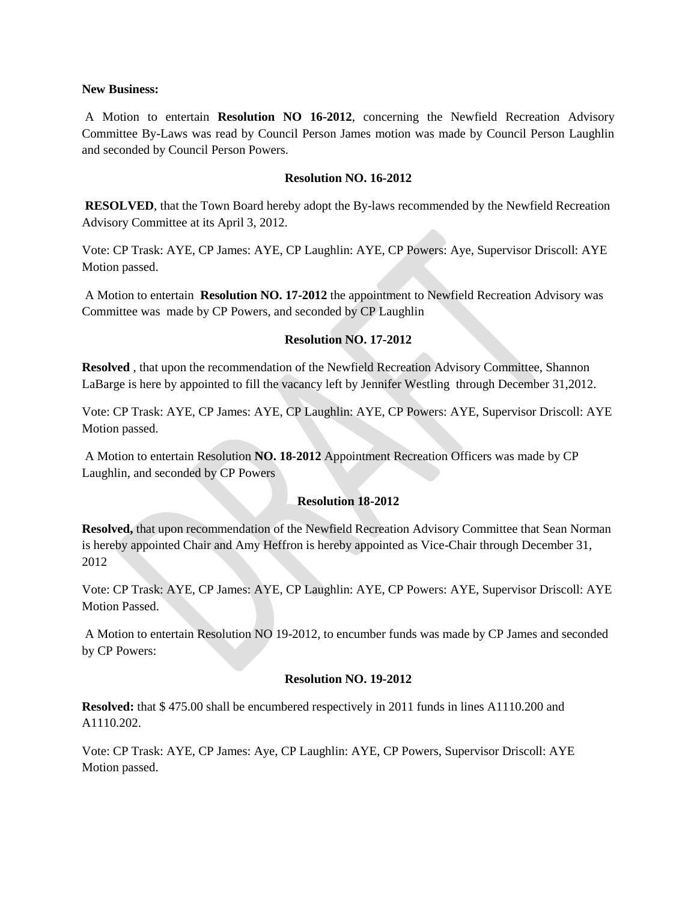**New Business:**

A Motion to entertain **Resolution NO 16-2012**, concerning the Newfield Recreation Advisory Committee By-Laws was read by Council Person James motion was made by Council Person Laughlin and seconded by Council Person Powers.

**Resolution NO. 16-2012**

**RESOLVED**, that the Town Board hereby adopt the By-laws recommended by the Newfield Recreation Advisory Committee at its April 3, 2012.

Vote: CP Trask: AYE, CP James: AYE, CP Laughlin: AYE, CP Powers: Aye, Supervisor Driscoll: AYE Motion passed.

A Motion to entertain **Resolution NO. 17-2012** the appointment to Newfield Recreation Advisory was Committee was made by CP Powers, and seconded by CP Laughlin

**Resolution NO. 17-2012**

**Resolved** , that upon the recommendation of the Newfield Recreation Advisory Committee, Shannon LaBarge is here by appointed to fill the vacancy left by Jennifer Westling through December 31,2012.

Vote: CP Trask: AYE, CP James: AYE, CP Laughlin: AYE, CP Powers: AYE, Supervisor Driscoll: AYE Motion passed.

A Motion to entertain Resolution **NO. 18-2012** Appointment Recreation Officers was made by CP Laughlin, and seconded by CP Powers

**Resolution 18-2012**

**Resolved,** that upon recommendation of the Newfield Recreation Advisory Committee that Sean Norman is hereby appointed Chair and Amy Heffron is hereby appointed as Vice-Chair through December 31, 2012

Vote: CP Trask: AYE, CP James: AYE, CP Laughlin: AYE, CP Powers: AYE, Supervisor Driscoll: AYE Motion Passed.

A Motion to entertain Resolution NO 19-2012, to encumber funds was made by CP James and seconded by CP Powers:

**Resolution NO. 19-2012**

**Resolved:** that $ 475.00 shall be encumbered respectively in 2011 funds in lines A1110.200 and A1110.202.

Vote: CP Trask: AYE, CP James: Aye, CP Laughlin: AYE, CP Powers, Supervisor Driscoll: AYE Motion passed.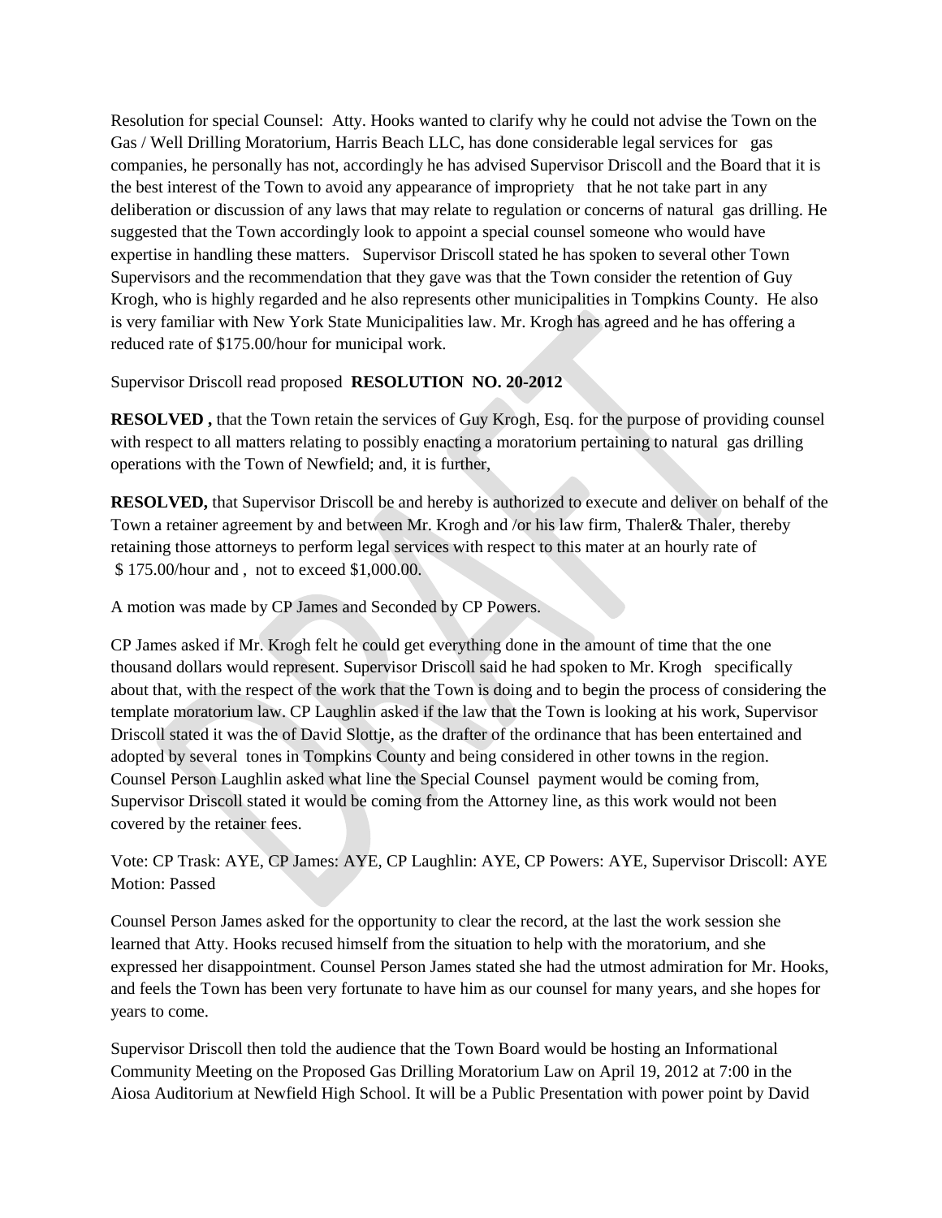Resolution for special Counsel: Atty. Hooks wanted to clarify why he could not advise the Town on the Gas / Well Drilling Moratorium, Harris Beach LLC, has done considerable legal services for gas companies, he personally has not, accordingly he has advised Supervisor Driscoll and the Board that it is the best interest of the Town to avoid any appearance of impropriety that he not take part in any deliberation or discussion of any laws that may relate to regulation or concerns of natural gas drilling. He suggested that the Town accordingly look to appoint a special counsel someone who would have expertise in handling these matters. Supervisor Driscoll stated he has spoken to several other Town Supervisors and the recommendation that they gave was that the Town consider the retention of Guy Krogh, who is highly regarded and he also represents other municipalities in Tompkins County. He also is very familiar with New York State Municipalities law. Mr. Krogh has agreed and he has offering a reduced rate of $175.00/hour for municipal work.

Supervisor Driscoll read proposed **RESOLUTION NO. 20-2012**

**RESOLVED ,** that the Town retain the services of Guy Krogh, Esq. for the purpose of providing counsel with respect to all matters relating to possibly enacting a moratorium pertaining to natural gas drilling operations with the Town of Newfield; and, it is further,

**RESOLVED,** that Supervisor Driscoll be and hereby is authorized to execute and deliver on behalf of the Town a retainer agreement by and between Mr. Krogh and /or his law firm, Thaler& Thaler, thereby retaining those attorneys to perform legal services with respect to this mater at an hourly rate of $ 175.00/hour and , not to exceed $1,000.00.

A motion was made by CP James and Seconded by CP Powers.

CP James asked if Mr. Krogh felt he could get everything done in the amount of time that the one thousand dollars would represent. Supervisor Driscoll said he had spoken to Mr. Krogh specifically about that, with the respect of the work that the Town is doing and to begin the process of considering the template moratorium law. CP Laughlin asked if the law that the Town is looking at his work, Supervisor Driscoll stated it was the of David Slottje, as the drafter of the ordinance that has been entertained and adopted by several tones in Tompkins County and being considered in other towns in the region. Counsel Person Laughlin asked what line the Special Counsel payment would be coming from, Supervisor Driscoll stated it would be coming from the Attorney line, as this work would not been covered by the retainer fees.

Vote: CP Trask: AYE, CP James: AYE, CP Laughlin: AYE, CP Powers: AYE, Supervisor Driscoll: AYE Motion: Passed

Counsel Person James asked for the opportunity to clear the record, at the last the work session she learned that Atty. Hooks recused himself from the situation to help with the moratorium, and she expressed her disappointment. Counsel Person James stated she had the utmost admiration for Mr. Hooks, and feels the Town has been very fortunate to have him as our counsel for many years, and she hopes for years to come.

Supervisor Driscoll then told the audience that the Town Board would be hosting an Informational Community Meeting on the Proposed Gas Drilling Moratorium Law on April 19, 2012 at 7:00 in the Aiosa Auditorium at Newfield High School. It will be a Public Presentation with power point by David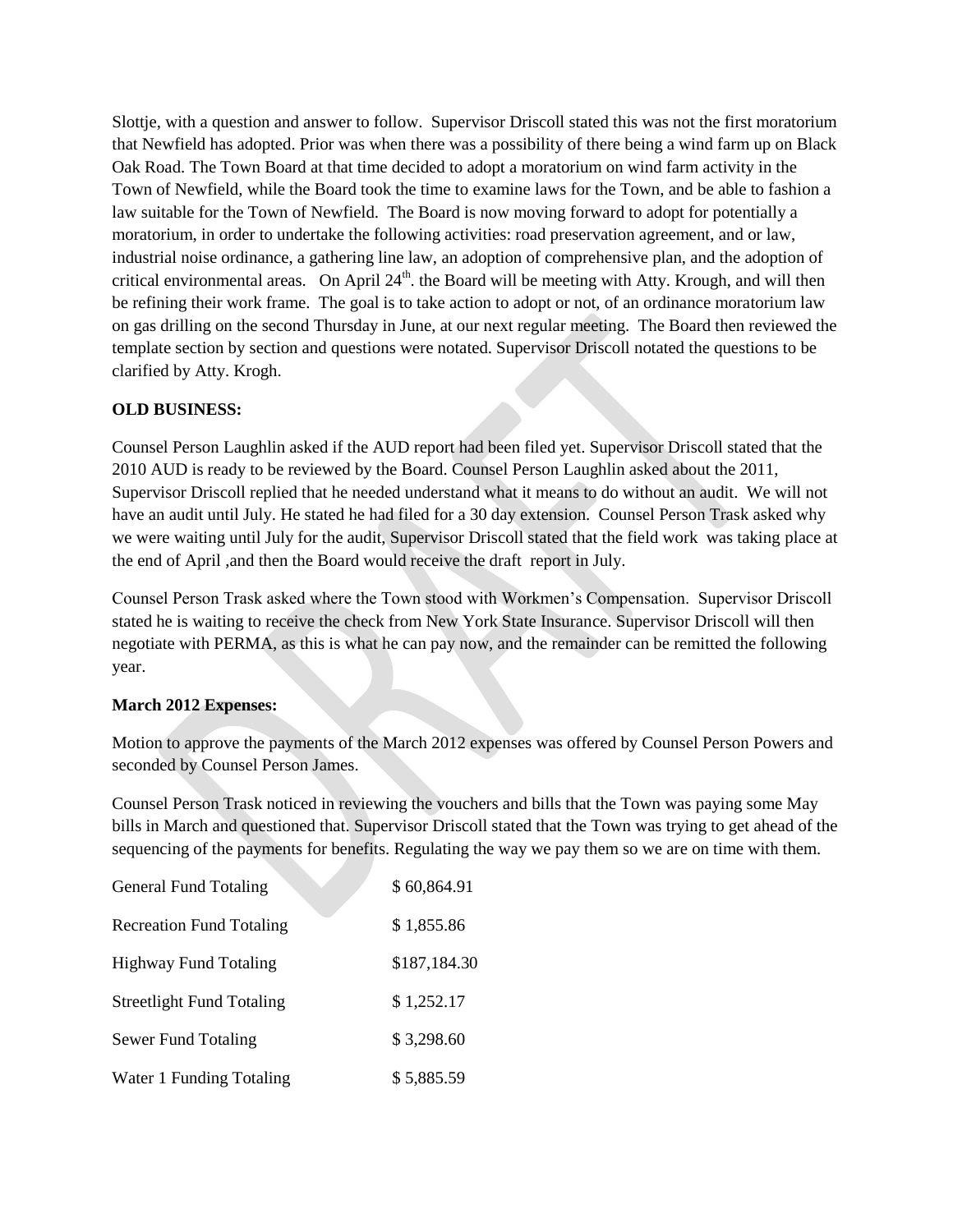Slottje, with a question and answer to follow. Supervisor Driscoll stated this was not the first moratorium that Newfield has adopted. Prior was when there was a possibility of there being a wind farm up on Black Oak Road. The Town Board at that time decided to adopt a moratorium on wind farm activity in the Town of Newfield, while the Board took the time to examine laws for the Town, and be able to fashion a law suitable for the Town of Newfield. The Board is now moving forward to adopt for potentially a moratorium, in order to undertake the following activities: road preservation agreement, and or law, industrial noise ordinance, a gathering line law, an adoption of comprehensive plan, and the adoption of critical environmental areas. On April 24th. the Board will be meeting with Atty. Krough, and will then be refining their work frame. The goal is to take action to adopt or not, of an ordinance moratorium law on gas drilling on the second Thursday in June, at our next regular meeting. The Board then reviewed the template section by section and questions were notated. Supervisor Driscoll notated the questions to be clarified by Atty. Krogh.

**OLD BUSINESS:**

Counsel Person Laughlin asked if the AUD report had been filed yet. Supervisor Driscoll stated that the 2010 AUD is ready to be reviewed by the Board. Counsel Person Laughlin asked about the 2011, Supervisor Driscoll replied that he needed understand what it means to do without an audit. We will not have an audit until July. He stated he had filed for a 30 day extension. Counsel Person Trask asked why we were waiting until July for the audit, Supervisor Driscoll stated that the field work was taking place at the end of April ,and then the Board would receive the draft report in July.

Counsel Person Trask asked where the Town stood with Workmen's Compensation. Supervisor Driscoll stated he is waiting to receive the check from New York State Insurance. Supervisor Driscoll will then negotiate with PERMA, as this is what he can pay now, and the remainder can be remitted the following year.

**March 2012 Expenses:**

Motion to approve the payments of the March 2012 expenses was offered by Counsel Person Powers and seconded by Counsel Person James.

Counsel Person Trask noticed in reviewing the vouchers and bills that the Town was paying some May bills in March and questioned that. Supervisor Driscoll stated that the Town was trying to get ahead of the sequencing of the payments for benefits. Regulating the way we pay them so we are on time with them.

| | |
|---|---|
| General Fund Totaling | $ 60,864.91 |
| Recreation Fund Totaling | $ 1,855.86 |
| Highway Fund Totaling | $187,184.30 |
| Streetlight Fund Totaling | $ 1,252.17 |
| Sewer Fund Totaling | $ 3,298.60 |
| Water 1 Funding Totaling | $ 5,885.59 |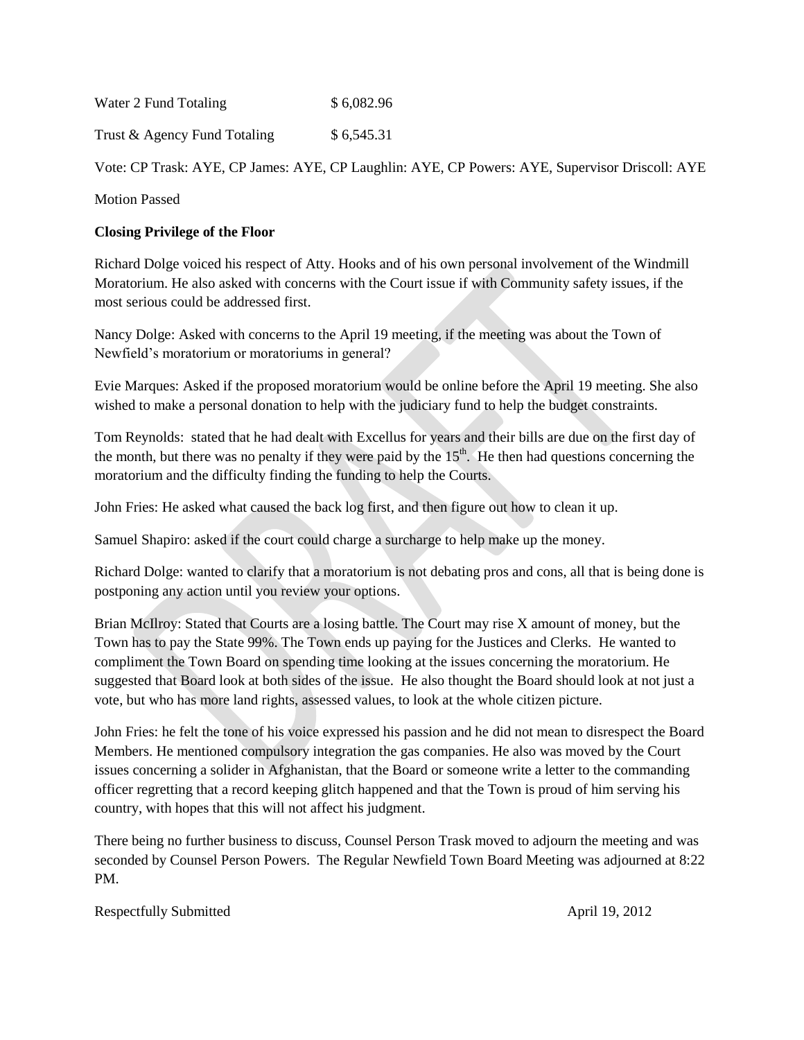Water 2 Fund Totaling $ 6,082.96

Trust & Agency Fund Totaling $ 6,545.31

Vote: CP Trask: AYE, CP James: AYE, CP Laughlin: AYE, CP Powers: AYE, Supervisor Driscoll: AYE

Motion Passed

**Closing Privilege of the Floor**

Richard Dolge voiced his respect of Atty. Hooks and of his own personal involvement of the Windmill Moratorium. He also asked with concerns with the Court issue if with Community safety issues, if the most serious could be addressed first.

Nancy Dolge: Asked with concerns to the April 19 meeting, if the meeting was about the Town of Newfield's moratorium or moratoriums in general?

Evie Marques: Asked if the proposed moratorium would be online before the April 19 meeting. She also wished to make a personal donation to help with the judiciary fund to help the budget constraints.

Tom Reynolds: stated that he had dealt with Excellus for years and their bills are due on the first day of the month, but there was no penalty if they were paid by the 15th. He then had questions concerning the moratorium and the difficulty finding the funding to help the Courts.

John Fries: He asked what caused the back log first, and then figure out how to clean it up.

Samuel Shapiro: asked if the court could charge a surcharge to help make up the money.

Richard Dolge: wanted to clarify that a moratorium is not debating pros and cons, all that is being done is postponing any action until you review your options.

Brian McIlroy: Stated that Courts are a losing battle. The Court may rise X amount of money, but the Town has to pay the State 99%. The Town ends up paying for the Justices and Clerks. He wanted to compliment the Town Board on spending time looking at the issues concerning the moratorium. He suggested that Board look at both sides of the issue. He also thought the Board should look at not just a vote, but who has more land rights, assessed values, to look at the whole citizen picture.

John Fries: he felt the tone of his voice expressed his passion and he did not mean to disrespect the Board Members. He mentioned compulsory integration the gas companies. He also was moved by the Court issues concerning a solider in Afghanistan, that the Board or someone write a letter to the commanding officer regretting that a record keeping glitch happened and that the Town is proud of him serving his country, with hopes that this will not affect his judgment.

There being no further business to discuss, Counsel Person Trask moved to adjourn the meeting and was seconded by Counsel Person Powers. The Regular Newfield Town Board Meeting was adjourned at 8:22 PM.

Respectfully Submitted April 19, 2012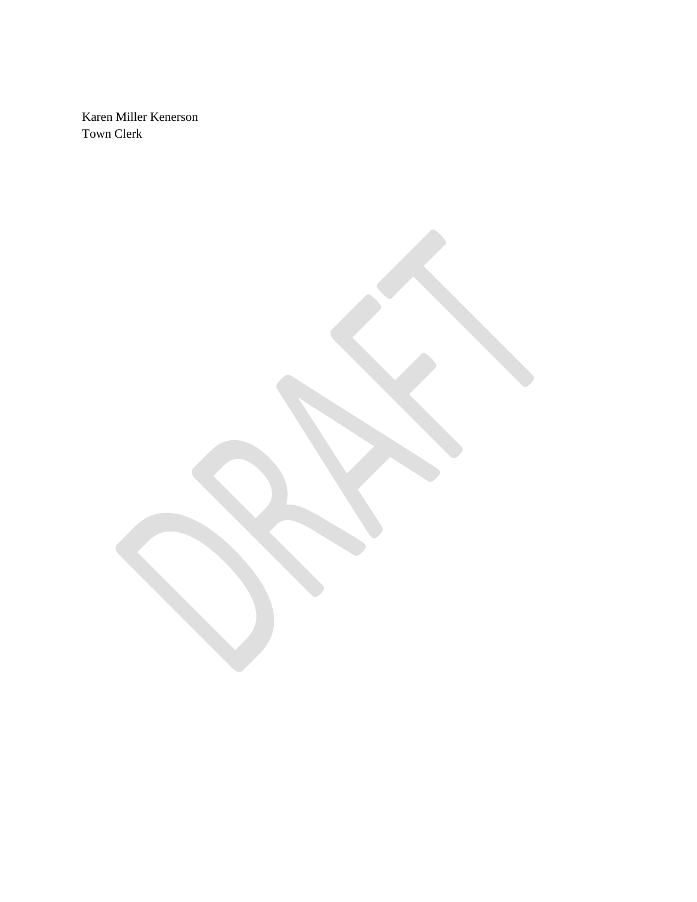Karen Miller Kenerson
Town Clerk